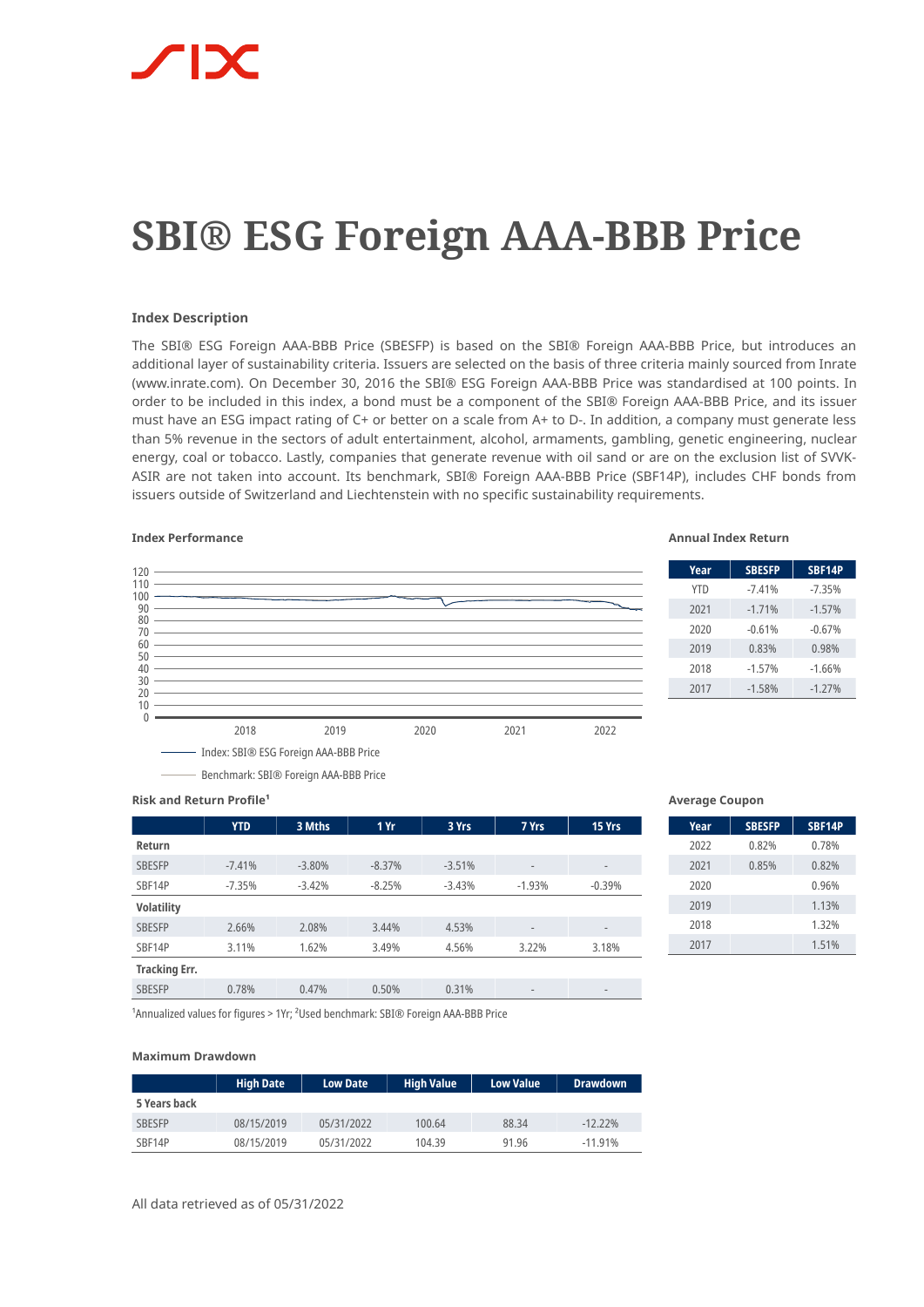# SBI® ESG Foreign AAA-BBB Price

### Index Description

The SBI® ESG Foreign AAA-BBB Price (SBESFP) is based on the SBI® Foreign AAA-BBB Price, but introduces an additional layer of sustainability criteria. Issuers are selected on the basis of three criteria mainly sourced from Inrate (www.inrate.com). On December 30, 2016 the SBI® ESG Foreign AAA-BBB Price was standardised at 100 points. In order to be included in this index, a bond must be a component of the SBI® Foreign AAA-BBB Price, and its issuer must have an ESG impact rating of C+ or better on a scale from A+ to D-. In addition, a company must generate less than 5% revenue in the sectors of adult entertainment, alcohol, armaments, gambling, genetic engineering, nuclear energy, coal or tobacco. Lastly, companies that generate revenue with oil sand or are on the exclusion list of SVVK-ASIR are not taken into account. Its benchmark, SBI® Foreign AAA-BBB Price (SBF14P), includes CHF bonds from issuers outside of Switzerland and Liechtenstein with no specific sustainability requirements.

### Index Performance

Index: SBI® ESG Foreign AAA-BBB Price

Benchmark: SBI® Foreign AAA-BBB Price

### Annual Index Return

| Year | SBESFP | SBF14P |
|---|---|---|
| YTD | -7.41% | -7.35% |
| 2021 | -1.71% | -1.57% |
| 2020 | -0.61% | -0.67% |
| 2019 | 0.83% | 0.98% |
| 2018 | -1.57% | -1.66% |
| 2017 | -1.58% | -1.27% |

### Risk and Return Profile[1]

| | YTD | 3 Mths | 1 Yr | 3 Yrs | 7 Yrs | 15 Yrs |
|---|---|---|---|---|---|---|
| **Return** | | | | | | |
| SBESFP | -7.41% | -3.80% | -8.37% | -3.51% | - | - |
| SBF14P | -7.35% | -3.42% | -8.25% | -3.43% | -1.93% | -0.39% |
| **Volatility** | | | | | | |
| SBESFP | 2.66% | 2.08% | 3.44% | 4.53% | - | - |
| SBF14P | 3.11% | 1.62% | 3.49% | 4.56% | 3.22% | 3.18% |
| **Tracking Err.** | | | | | | |
| SBESFP | 0.78% | 0.47% | 0.50% | 0.31% | - | - |

[1]Annualized values for figures > 1Yr; [2]Used benchmark: SBI® Foreign AAA-BBB Price

### Average Coupon

| Year | SBESFP | SBF14P |
|---|---|---|
| 2022 | 0.82% | 0.78% |
| 2021 | 0.85% | 0.82% |
| 2020 | | 0.96% |
| 2019 | | 1.13% |
| 2018 | | 1.32% |
| 2017 | | 1.51% |

### Maximum Drawdown

| | High Date | Low Date | High Value | Low Value | Drawdown |
|---|---|---|---|---|---|
| **5 Years back** | | | | | |
| SBESFP | 08/15/2019 | 05/31/2022 | 100.64 | 88.34 | -12.22% |
| SBF14P | 08/15/2019 | 05/31/2022 | 104.39 | 91.96 | -11.91% |

All data retrieved as of 05/31/2022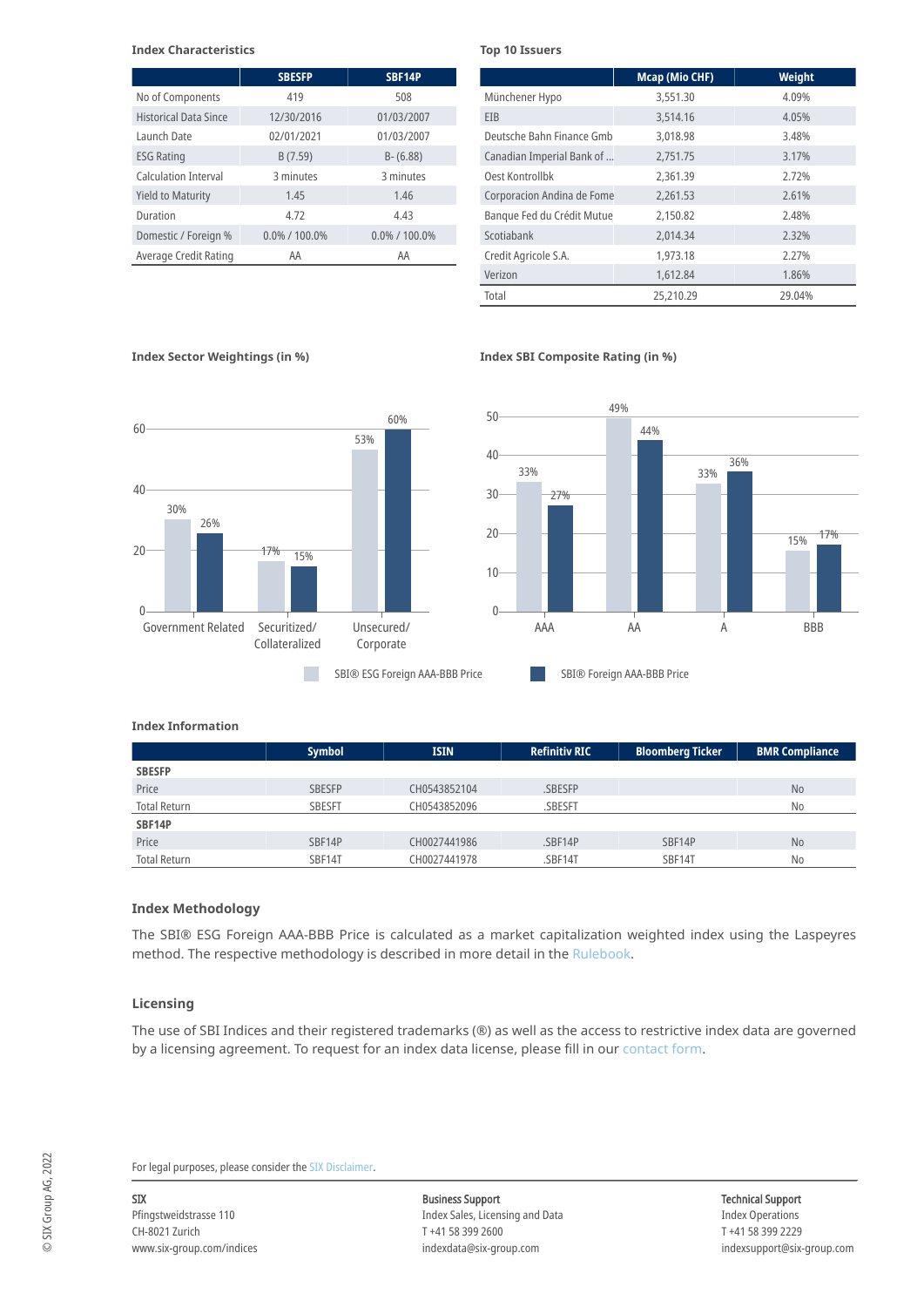### Index Characteristics

| | SBESFP | SBF14P |
|---|---|---|
| No of Components | 419 | 508 |
| Historical Data Since | 12/30/2016 | 01/03/2007 |
| Launch Date | 02/01/2021 | 01/03/2007 |
| ESG Rating | B (7.59) | B- (6.88) |
| Calculation Interval | 3 minutes | 3 minutes |
| Yield to Maturity | 1.45 | 1.46 |
| Duration | 4.72 | 4.43 |
| Domestic / Foreign % | 0.0% / 100.0% | 0.0% / 100.0% |
| Average Credit Rating | AA | AA |

### Top 10 Issuers

| | Mcap (Mio CHF) | Weight |
|---|---|---|
| Münchener Hypo | 3,551.30 | 4.09% |
| EIB | 3,514.16 | 4.05% |
| Deutsche Bahn Finance Gmb | 3,018.98 | 3.48% |
| Canadian Imperial Bank of ... | 2,751.75 | 3.17% |
| Oest Kontrollbk | 2,361.39 | 2.72% |
| Corporacion Andina de Fome | 2,261.53 | 2.61% |
| Banque Fed du Crédit Mutue | 2,150.82 | 2.48% |
| Scotiabank | 2,014.34 | 2.32% |
| Credit Agricole S.A. | 1,973.18 | 2.27% |
| Verizon | 1,612.84 | 1.86% |
| Total | 25,210.29 | 29.04% |

### Index Sector Weightings (in %)

60
40
20
0
30% 26%
17% 15%
53% 60%
Government Related
Securitized/ Collateralized
Unsecured/ Corporate

### Index SBI Composite Rating (in %)

50
40
30
20
10
0
33% 27%
49% 44%
33% 36%
15% 17%
AAA
AA
A
BBB

SBI® ESG Foreign AAA-BBB Price
SBI® Foreign AAA-BBB Price

### Index Information

| | Symbol | ISIN | Refinitiv RIC | Bloomberg Ticker | BMR Compliance |
|---|---|---|---|---|---|
| **SBESFP** | | | | | |
| Price | SBESFP | CH0543852104 | .SBESFP | | No |
| Total Return | SBESFT | CH0543852096 | .SBESFT | | No |
| **SBF14P** | | | | | |
| Price | SBF14P | CH0027441986 | .SBF14P | SBF14P | No |
| Total Return | SBF14T | CH0027441978 | .SBF14T | SBF14T | No |

### Index Methodology

The SBI® ESG Foreign AAA-BBB Price is calculated as a market capitalization weighted index using the Laspeyres method. The respective methodology is described in more detail in the Rulebook.

### Licensing

The use of SBI Indices and their registered trademarks (®) as well as the access to restrictive index data are governed by a licensing agreement. To request for an index data license, please fill in our contact form.

For legal purposes, please consider the SIX Disclaimer.

**SIX**
Pfingstweidstrasse 110
CH-8021 Zurich
www.six-group.com/indices

**Business Support**
Index Sales, Licensing and Data
T +41 58 399 2600
indexdata@six-group.com

**Technical Support**
Index Operations
T +41 58 399 2229
indexsupport@six-group.com

© SIX Group AG, 2022